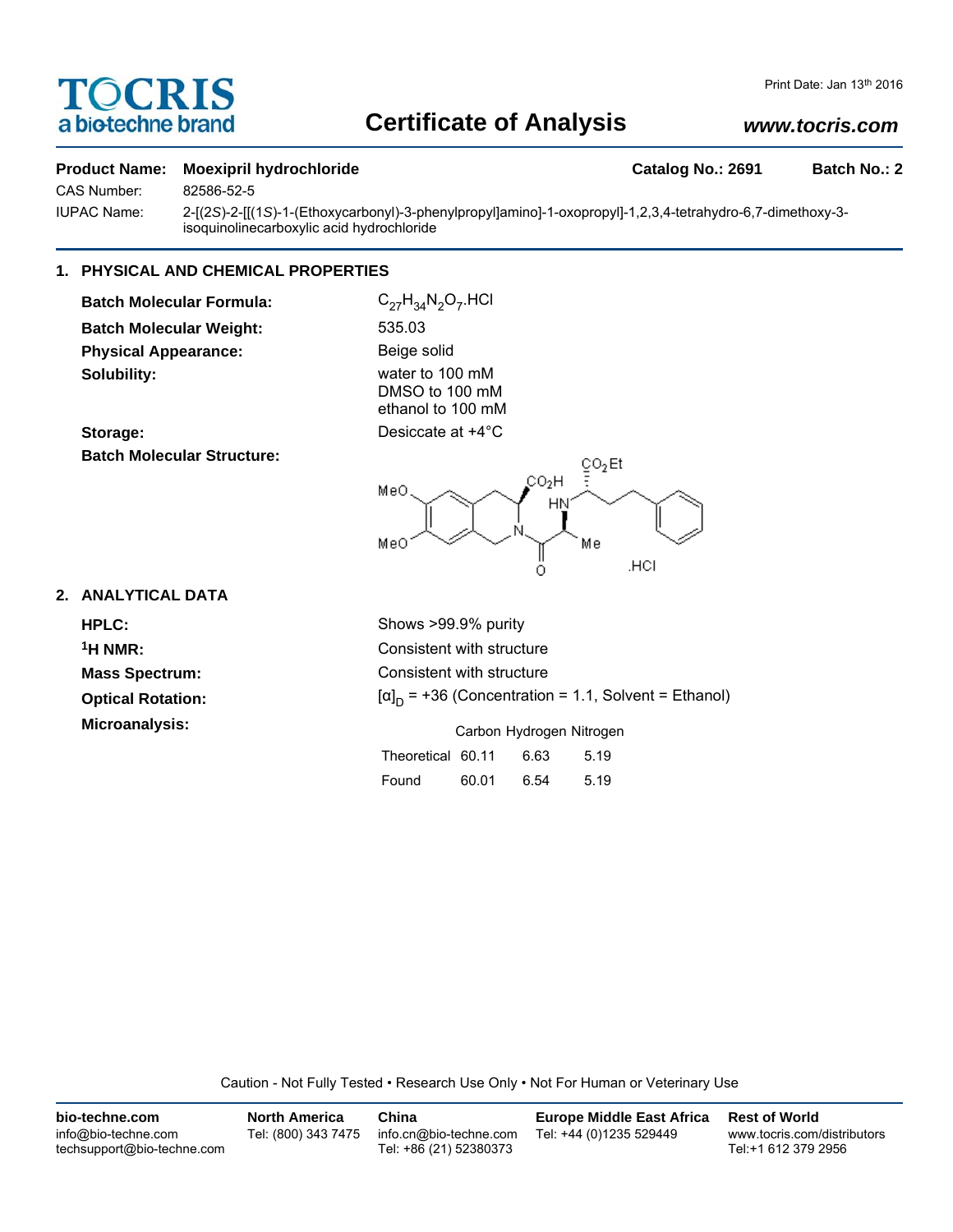# TOCRIS
a biotechne brand

Print Date: Jan 13th 2016

## Certificate of Analysis

www.tocris.com

**Product Name:** Moexipril hydrochloride  **Catalog No.: 2691**  **Batch No.: 2**

CAS Number: 82586-52-5

IUPAC Name: 2-[(2S)-2-[[(1S)-1-(Ethoxycarbonyl)-3-phenylpropyl]amino]-1-oxopropyl]-1,2,3,4-tetrahydro-6,7-dimethoxy-3-isoquinolinecarboxylic acid hydrochloride

### 1. PHYSICAL AND CHEMICAL PROPERTIES

**Batch Molecular Formula:** $C_{27}H_{34}N_2O_7$.HCl

**Batch Molecular Weight:** 535.03

**Physical Appearance:** Beige solid

**Solubility:** water to 100 mM
DMSO to 100 mM
ethanol to 100 mM

**Storage:** Desiccate at +4°C

**Batch Molecular Structure:**

### 2. ANALYTICAL DATA

**HPLC:** Shows >99.9% purity

**$^1$H NMR:** Consistent with structure

**Mass Spectrum:** Consistent with structure

**Optical Rotation:** $[\alpha]_D$ = +36 (Concentration = 1.1, Solvent = Ethanol)

**Microanalysis:**

| | Carbon | Hydrogen | Nitrogen |
|---|---|---|---|
| Theoretical | 60.11 | 6.63 | 5.19 |
| Found | 60.01 | 6.54 | 5.19 |

Caution - Not Fully Tested • Research Use Only • Not For Human or Veterinary Use

**bio-techne.com**
info@bio-techne.com
techsupport@bio-techne.com

**North America**
Tel: (800) 343 7475

**China**
info.cn@bio-techne.com
Tel: +86 (21) 52380373

**Europe Middle East Africa**
Tel: +44 (0)1235 529449

**Rest of World**
www.tocris.com/distributors
Tel:+1 612 379 2956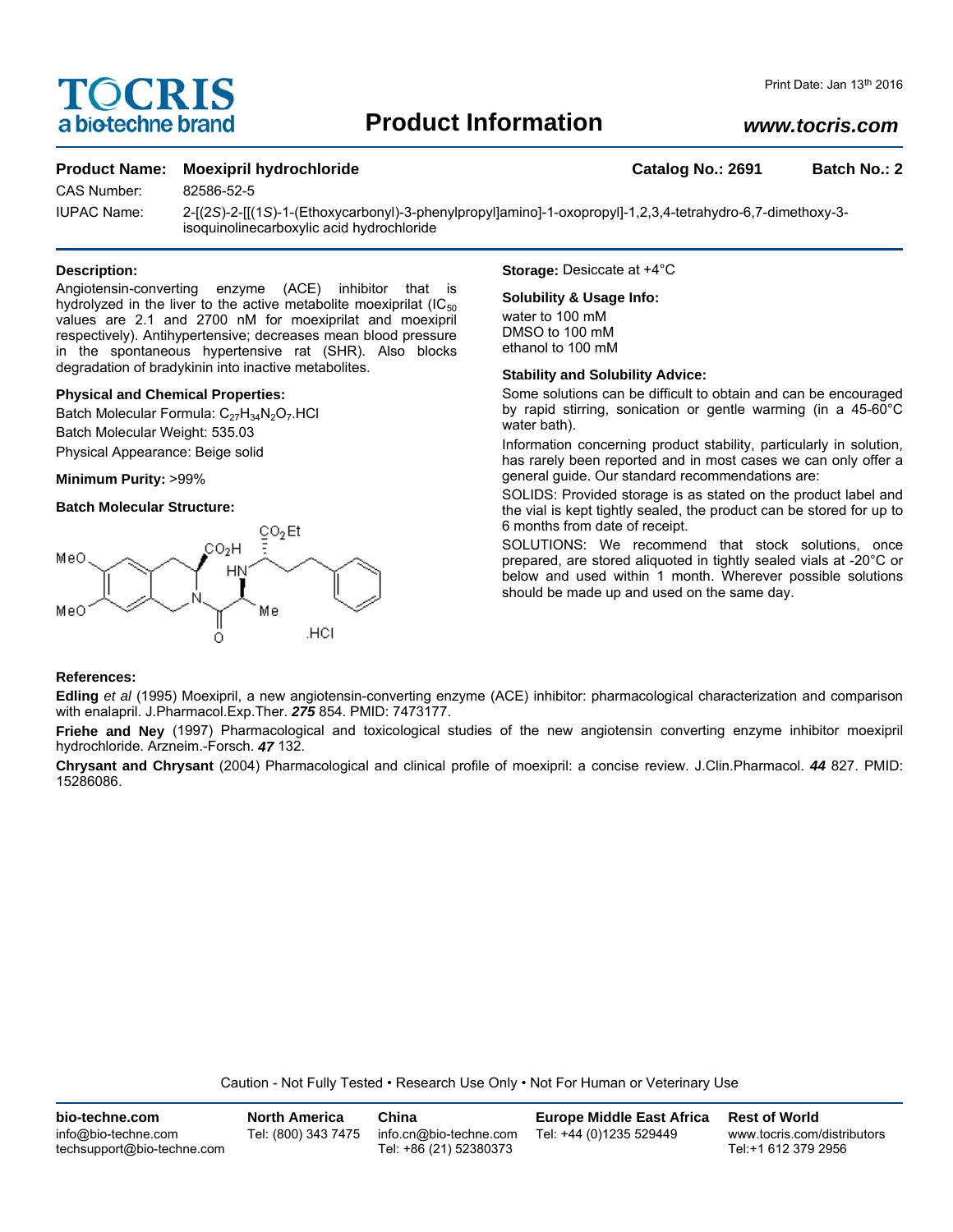Print Date: Jan 13th 2016

# Product Information

**www.tocris.com**

**Product Name: Moexipril hydrochloride** | **Catalog No.: 2691** | **Batch No.: 2**

CAS Number: 82586-52-5

IUPAC Name: 2-[(2*S*)-2-[[(1*S*)-1-(Ethoxycarbonyl)-3-phenylpropyl]amino]-1-oxopropyl]-1,2,3,4-tetrahydro-6,7-dimethoxy-3-isoquinolinecarboxylic acid hydrochloride

### Description:

Angiotensin-converting enzyme (ACE) inhibitor that is hydrolyzed in the liver to the active metabolite moexiprilat ($IC_{50}$ values are 2.1 and 2700 nM for moexiprilat and moexipril respectively). Antihypertensive; decreases mean blood pressure in the spontaneous hypertensive rat (SHR). Also blocks degradation of bradykinin into inactive metabolites.

### Physical and Chemical Properties:

Batch Molecular Formula: $C_{27}H_{34}N_2O_7$.HCl

Batch Molecular Weight: 535.03

Physical Appearance: Beige solid

**Minimum Purity:** >99%

### Batch Molecular Structure:

MeO
MeO
N
O
CO2H
HN
Me
CO2Et
.HCl

**Storage:** Desiccate at +4°C

### Solubility & Usage Info:

water to 100 mM
DMSO to 100 mM
ethanol to 100 mM

### Stability and Solubility Advice:

Some solutions can be difficult to obtain and can be encouraged by rapid stirring, sonication or gentle warming (in a 45-60°C water bath).

Information concerning product stability, particularly in solution, has rarely been reported and in most cases we can only offer a general guide. Our standard recommendations are:

SOLIDS: Provided storage is as stated on the product label and the vial is kept tightly sealed, the product can be stored for up to 6 months from date of receipt.

SOLUTIONS: We recommend that stock solutions, once prepared, are stored aliquoted in tightly sealed vials at -20°C or below and used within 1 month. Wherever possible solutions should be made up and used on the same day.

### References:

**Edling** *et al* (1995) Moexipril, a new angiotensin-converting enzyme (ACE) inhibitor: pharmacological characterization and comparison with enalapril. J.Pharmacol.Exp.Ther. ***275*** 854. PMID: 7473177.

**Friehe and Ney** (1997) Pharmacological and toxicological studies of the new angiotensin converting enzyme inhibitor moexipril hydrochloride. Arzneim.-Forsch. ***47*** 132.

**Chrysant and Chrysant** (2004) Pharmacological and clinical profile of moexipril: a concise review. J.Clin.Pharmacol. ***44*** 827. PMID: 15286086.

Caution - Not Fully Tested • Research Use Only • Not For Human or Veterinary Use

**bio-techne.com**
info@bio-techne.com
techsupport@bio-techne.com

**North America**
Tel: (800) 343 7475

**China**
info.cn@bio-techne.com
Tel: +86 (21) 52380373

**Europe Middle East Africa**
Tel: +44 (0)1235 529449

**Rest of World**
www.tocris.com/distributors
Tel:+1 612 379 2956